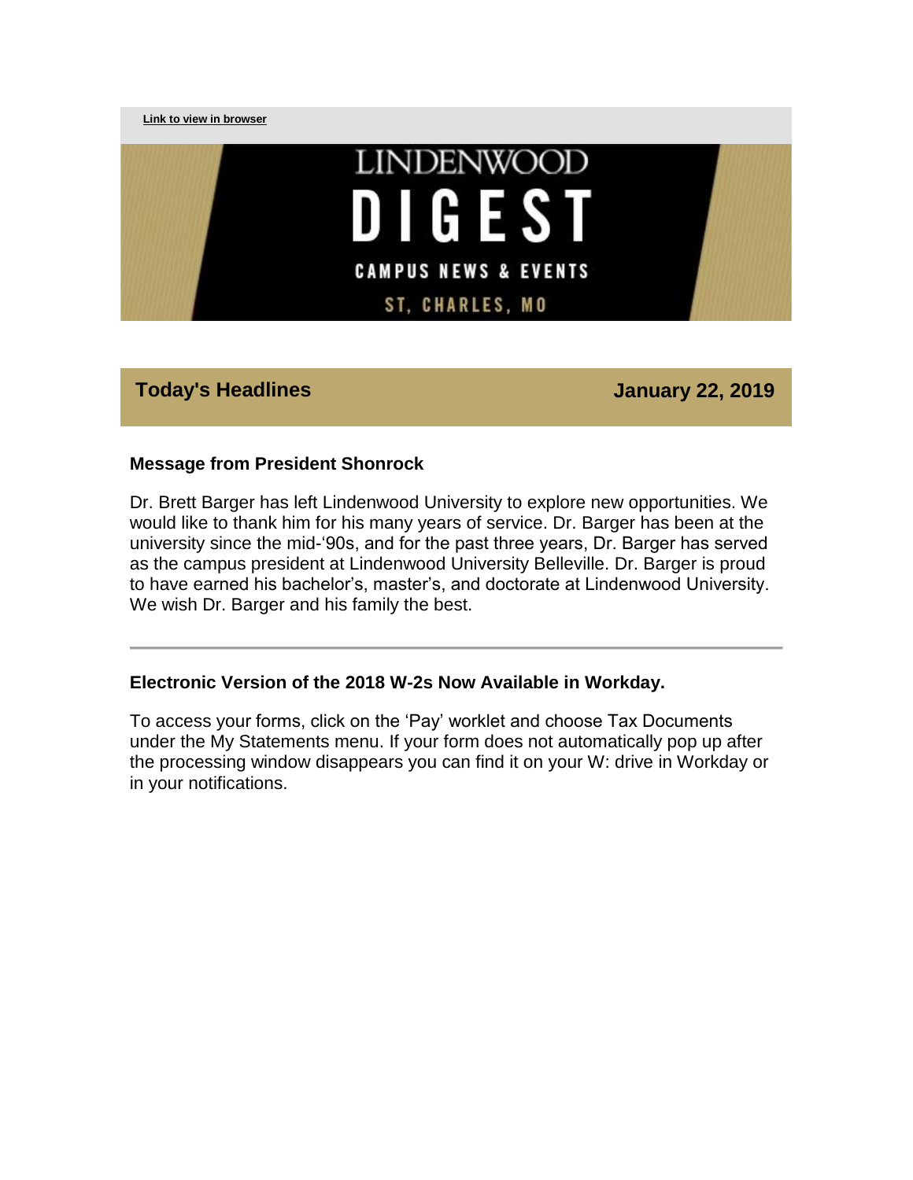Link to view in browser

# LINDENWOOD DIGEST

CAMPUS NEWS & EVENTS

ST, CHARLES, MO

## Today's Headlines — January 22, 2019

### Message from President Shonrock

Dr. Brett Barger has left Lindenwood University to explore new opportunities. We would like to thank him for his many years of service. Dr. Barger has been at the university since the mid-'90s, and for the past three years, Dr. Barger has served as the campus president at Lindenwood University Belleville. Dr. Barger is proud to have earned his bachelor's, master's, and doctorate at Lindenwood University. We wish Dr. Barger and his family the best.

---

### Electronic Version of the 2018 W-2s Now Available in Workday.

To access your forms, click on the 'Pay' worklet and choose Tax Documents under the My Statements menu. If your form does not automatically pop up after the processing window disappears you can find it on your W: drive in Workday or in your notifications.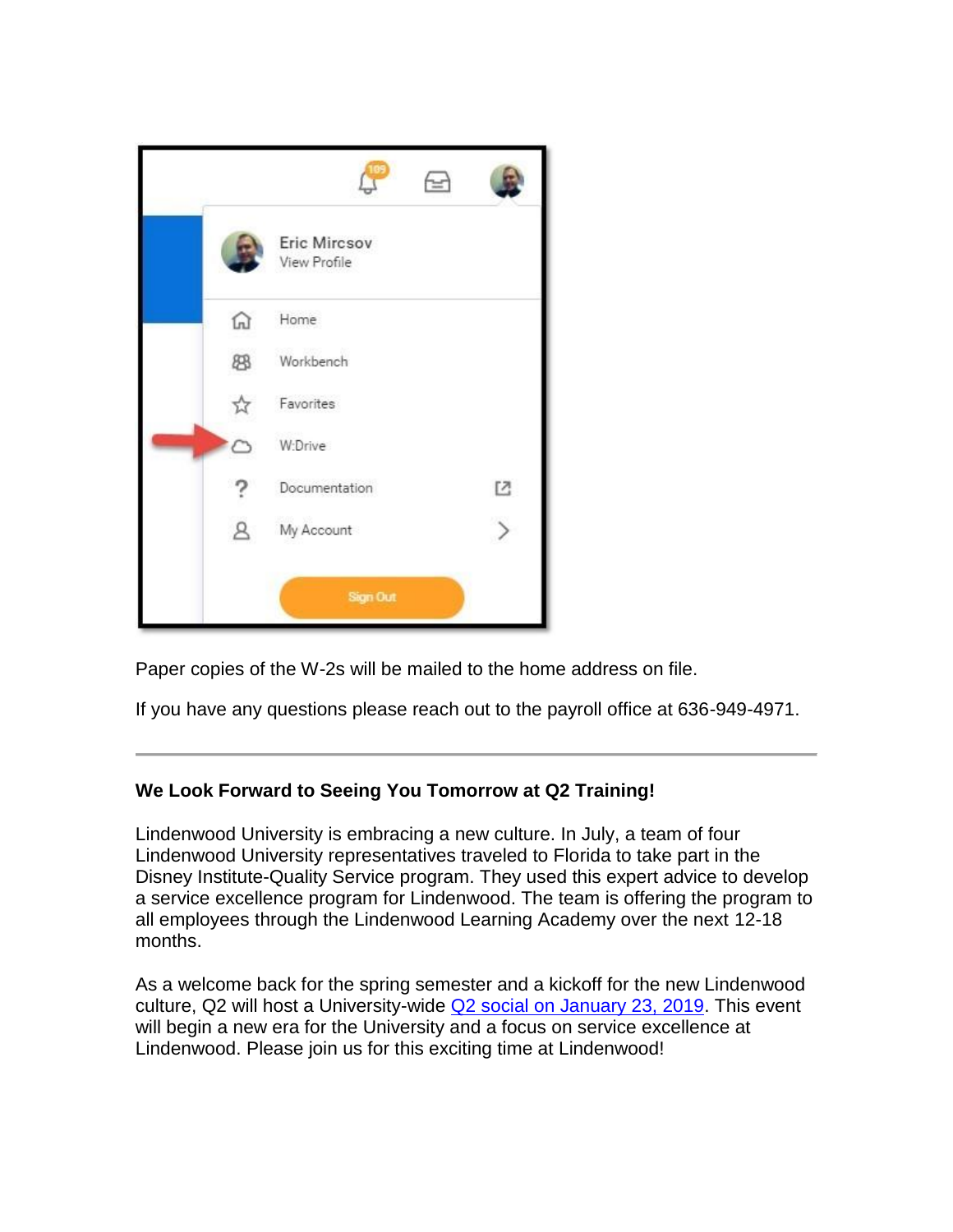Paper copies of the W-2s will be mailed to the home address on file.

If you have any questions please reach out to the payroll office at 636-949-4971.

---

**We Look Forward to Seeing You Tomorrow at Q2 Training!**

Lindenwood University is embracing a new culture. In July, a team of four Lindenwood University representatives traveled to Florida to take part in the Disney Institute-Quality Service program. They used this expert advice to develop a service excellence program for Lindenwood. The team is offering the program to all employees through the Lindenwood Learning Academy over the next 12-18 months.

As a welcome back for the spring semester and a kickoff for the new Lindenwood culture, Q2 will host a University-wide Q2 social on January 23, 2019. This event will begin a new era for the University and a focus on service excellence at Lindenwood. Please join us for this exciting time at Lindenwood!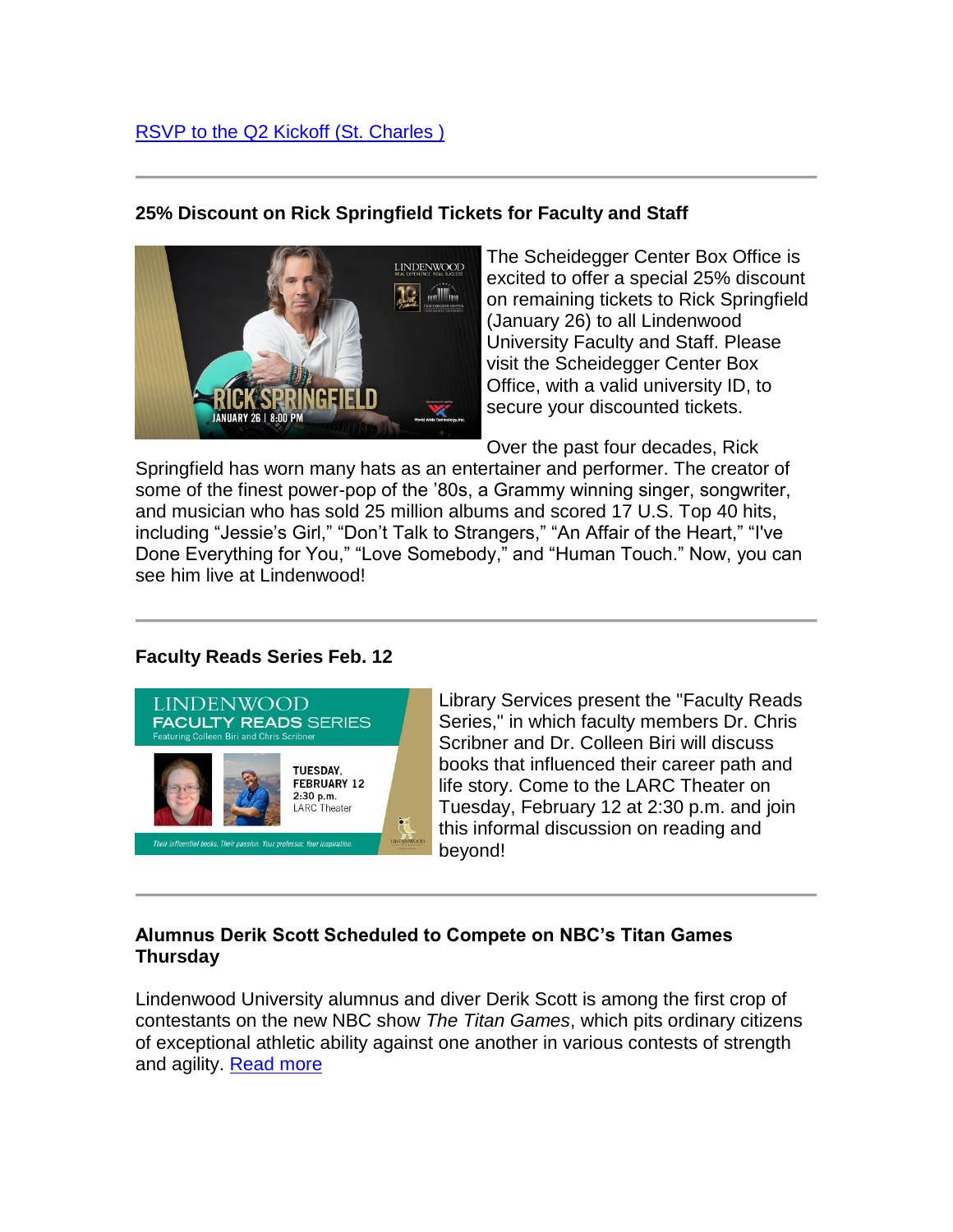[RSVP to the Q2 Kickoff (St. Charles )]

---

### 25% Discount on Rick Springfield Tickets for Faculty and Staff

The Scheidegger Center Box Office is excited to offer a special 25% discount on remaining tickets to Rick Springfield (January 26) to all Lindenwood University Faculty and Staff. Please visit the Scheidegger Center Box Office, with a valid university ID, to secure your discounted tickets.

Over the past four decades, Rick Springfield has worn many hats as an entertainer and performer. The creator of some of the finest power-pop of the '80s, a Grammy winning singer, songwriter, and musician who has sold 25 million albums and scored 17 U.S. Top 40 hits, including "Jessie's Girl," "Don't Talk to Strangers," "An Affair of the Heart," "I've Done Everything for You," "Love Somebody," and "Human Touch." Now, you can see him live at Lindenwood!

---

### Faculty Reads Series Feb. 12

Library Services present the "Faculty Reads Series," in which faculty members Dr. Chris Scribner and Dr. Colleen Biri will discuss books that influenced their career path and life story. Come to the LARC Theater on Tuesday, February 12 at 2:30 p.m. and join this informal discussion on reading and beyond!

---

### Alumnus Derik Scott Scheduled to Compete on NBC's Titan Games Thursday

Lindenwood University alumnus and diver Derik Scott is among the first crop of contestants on the new NBC show *The Titan Games*, which pits ordinary citizens of exceptional athletic ability against one another in various contests of strength and agility. [Read more]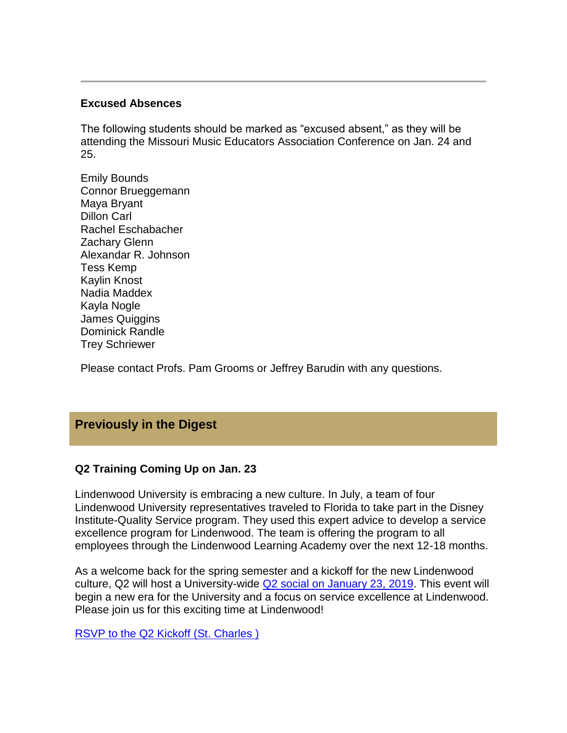---

**Excused Absences**

The following students should be marked as "excused absent," as they will be attending the Missouri Music Educators Association Conference on Jan. 24 and 25.

Emily Bounds
Connor Brueggemann
Maya Bryant
Dillon Carl
Rachel Eschabacher
Zachary Glenn
Alexandar R. Johnson
Tess Kemp
Kaylin Knost
Nadia Maddex
Kayla Nogle
James Quiggins
Dominick Randle
Trey Schriewer

Please contact Profs. Pam Grooms or Jeffrey Barudin with any questions.

## Previously in the Digest

**Q2 Training Coming Up on Jan. 23**

Lindenwood University is embracing a new culture. In July, a team of four Lindenwood University representatives traveled to Florida to take part in the Disney Institute-Quality Service program. They used this expert advice to develop a service excellence program for Lindenwood. The team is offering the program to all employees through the Lindenwood Learning Academy over the next 12-18 months.

As a welcome back for the spring semester and a kickoff for the new Lindenwood culture, Q2 will host a University-wide Q2 social on January 23, 2019. This event will begin a new era for the University and a focus on service excellence at Lindenwood. Please join us for this exciting time at Lindenwood!

RSVP to the Q2 Kickoff (St. Charles )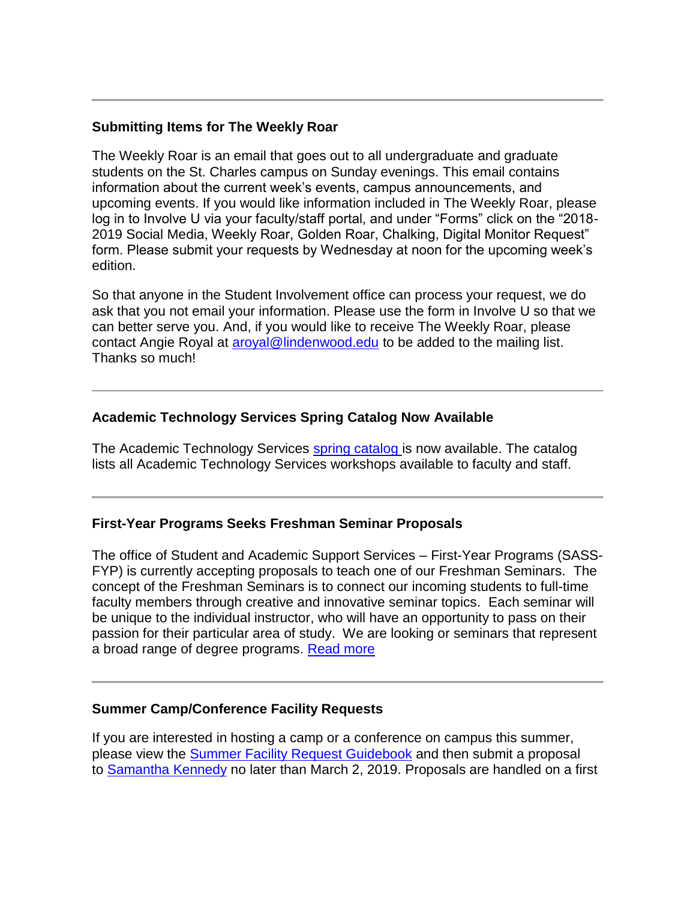---

**Submitting Items for The Weekly Roar**

The Weekly Roar is an email that goes out to all undergraduate and graduate students on the St. Charles campus on Sunday evenings. This email contains information about the current week's events, campus announcements, and upcoming events. If you would like information included in The Weekly Roar, please log in to Involve U via your faculty/staff portal, and under "Forms" click on the "2018-2019 Social Media, Weekly Roar, Golden Roar, Chalking, Digital Monitor Request" form. Please submit your requests by Wednesday at noon for the upcoming week's edition.

So that anyone in the Student Involvement office can process your request, we do ask that you not email your information. Please use the form in Involve U so that we can better serve you. And, if you would like to receive The Weekly Roar, please contact Angie Royal at aroyal@lindenwood.edu to be added to the mailing list. Thanks so much!

---

**Academic Technology Services Spring Catalog Now Available**

The Academic Technology Services spring catalog is now available. The catalog lists all Academic Technology Services workshops available to faculty and staff.

---

**First-Year Programs Seeks Freshman Seminar Proposals**

The office of Student and Academic Support Services – First-Year Programs (SASS-FYP) is currently accepting proposals to teach one of our Freshman Seminars. The concept of the Freshman Seminars is to connect our incoming students to full-time faculty members through creative and innovative seminar topics. Each seminar will be unique to the individual instructor, who will have an opportunity to pass on their passion for their particular area of study. We are looking or seminars that represent a broad range of degree programs. Read more

---

**Summer Camp/Conference Facility Requests**

If you are interested in hosting a camp or a conference on campus this summer, please view the Summer Facility Request Guidebook and then submit a proposal to Samantha Kennedy no later than March 2, 2019. Proposals are handled on a first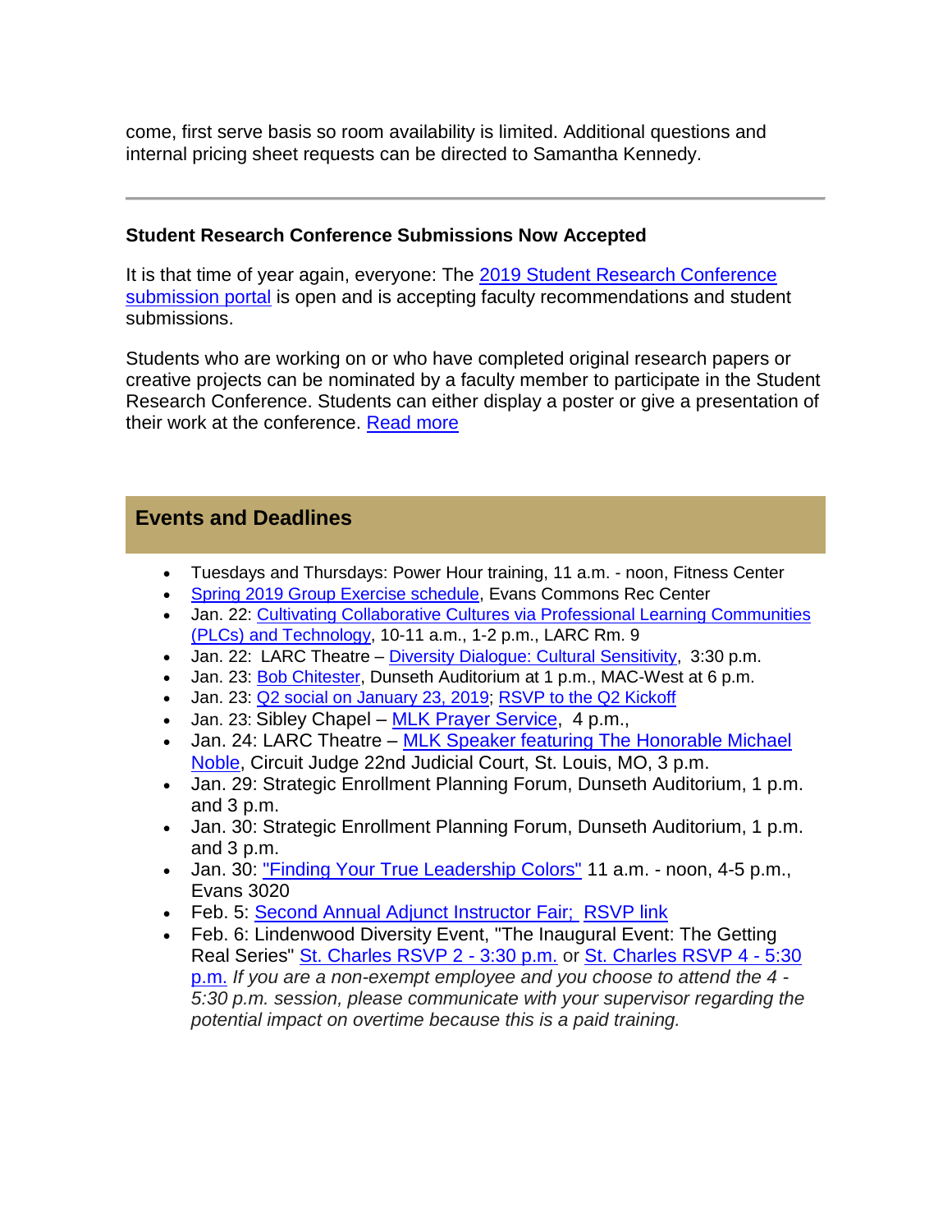come, first serve basis so room availability is limited. Additional questions and internal pricing sheet requests can be directed to Samantha Kennedy.

---

**Student Research Conference Submissions Now Accepted**

It is that time of year again, everyone: The 2019 Student Research Conference submission portal is open and is accepting faculty recommendations and student submissions.

Students who are working on or who have completed original research papers or creative projects can be nominated by a faculty member to participate in the Student Research Conference. Students can either display a poster or give a presentation of their work at the conference. Read more

## Events and Deadlines

- Tuesdays and Thursdays: Power Hour training, 11 a.m. - noon, Fitness Center
- Spring 2019 Group Exercise schedule, Evans Commons Rec Center
- Jan. 22: Cultivating Collaborative Cultures via Professional Learning Communities (PLCs) and Technology, 10-11 a.m., 1-2 p.m., LARC Rm. 9
- Jan. 22: LARC Theatre – Diversity Dialogue: Cultural Sensitivity, 3:30 p.m.
- Jan. 23: Bob Chitester, Dunseth Auditorium at 1 p.m., MAC-West at 6 p.m.
- Jan. 23: Q2 social on January 23, 2019; RSVP to the Q2 Kickoff
- Jan. 23: Sibley Chapel – MLK Prayer Service, 4 p.m.,
- Jan. 24: LARC Theatre – MLK Speaker featuring The Honorable Michael Noble, Circuit Judge 22nd Judicial Court, St. Louis, MO, 3 p.m.
- Jan. 29: Strategic Enrollment Planning Forum, Dunseth Auditorium, 1 p.m. and 3 p.m.
- Jan. 30: Strategic Enrollment Planning Forum, Dunseth Auditorium, 1 p.m. and 3 p.m.
- Jan. 30: "Finding Your True Leadership Colors" 11 a.m. - noon, 4-5 p.m., Evans 3020
- Feb. 5: Second Annual Adjunct Instructor Fair; RSVP link
- Feb. 6: Lindenwood Diversity Event, "The Inaugural Event: The Getting Real Series" St. Charles RSVP 2 - 3:30 p.m. or St. Charles RSVP 4 - 5:30 p.m. *If you are a non-exempt employee and you choose to attend the 4 - 5:30 p.m. session, please communicate with your supervisor regarding the potential impact on overtime because this is a paid training.*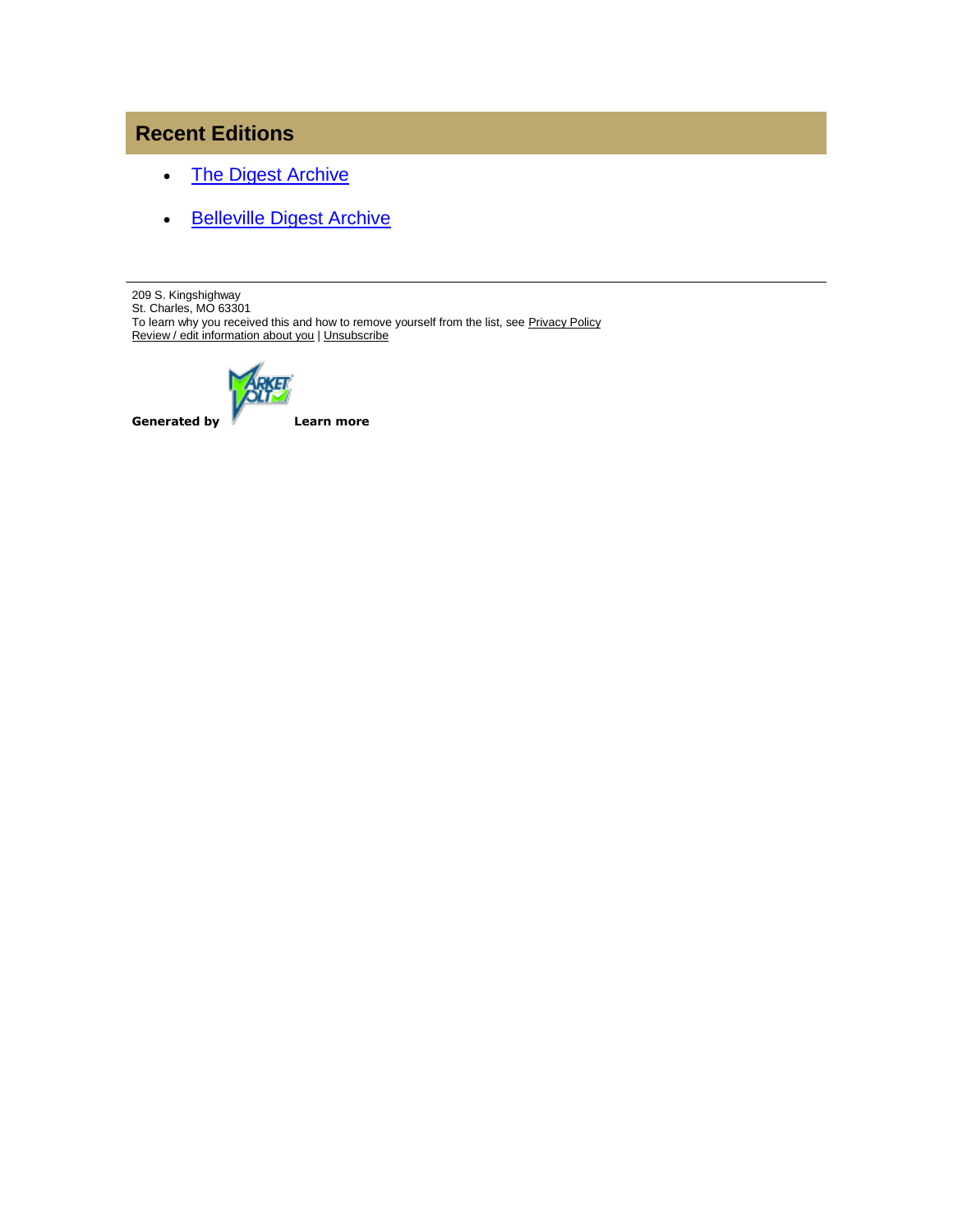## Recent Editions

- The Digest Archive
- Belleville Digest Archive

---

209 S. Kingshighway
St. Charles, MO 63301
To learn why you received this and how to remove yourself from the list, see Privacy Policy
Review / edit information about you | Unsubscribe

**Generated by** **Learn more**